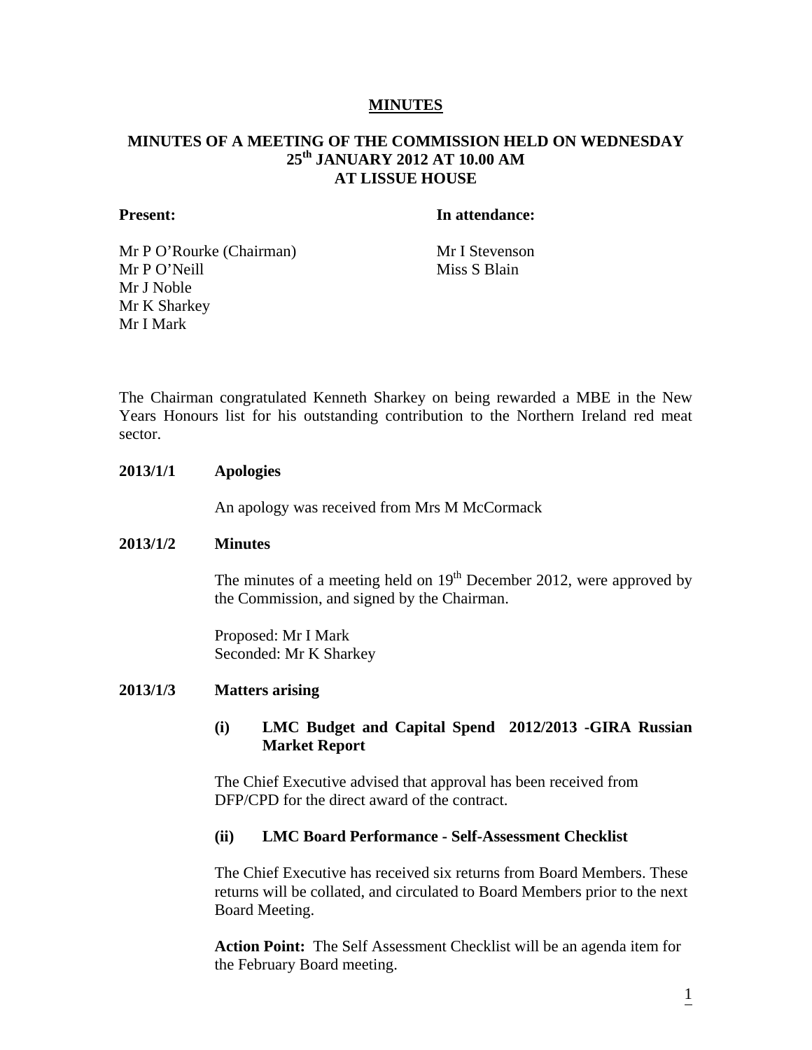# MINUTES

## MINUTES OF A MEETING OF THE COMMISSION HELD ON WEDNESDAY 25th JANUARY 2012 AT 10.00 AM AT LISSUE HOUSE

| **Present:** | **In attendance:** |
|---|---|
| Mr P O'Rourke (Chairman) | Mr I Stevenson |
| Mr P O'Neill | Miss S Blain |
| Mr J Noble | |
| Mr K Sharkey | |
| Mr I Mark | |

The Chairman congratulated Kenneth Sharkey on being rewarded a MBE in the New Years Honours list for his outstanding contribution to the Northern Ireland red meat sector.

**2013/1/1 Apologies**

An apology was received from Mrs M McCormack

**2013/1/2 Minutes**

The minutes of a meeting held on 19th December 2012, were approved by the Commission, and signed by the Chairman.

Proposed: Mr I Mark
Seconded: Mr K Sharkey

**2013/1/3 Matters arising**

**(i) LMC Budget and Capital Spend 2012/2013 -GIRA Russian Market Report**

The Chief Executive advised that approval has been received from DFP/CPD for the direct award of the contract.

**(ii) LMC Board Performance - Self-Assessment Checklist**

The Chief Executive has received six returns from Board Members. These returns will be collated, and circulated to Board Members prior to the next Board Meeting.

**Action Point:** The Self Assessment Checklist will be an agenda item for the February Board meeting.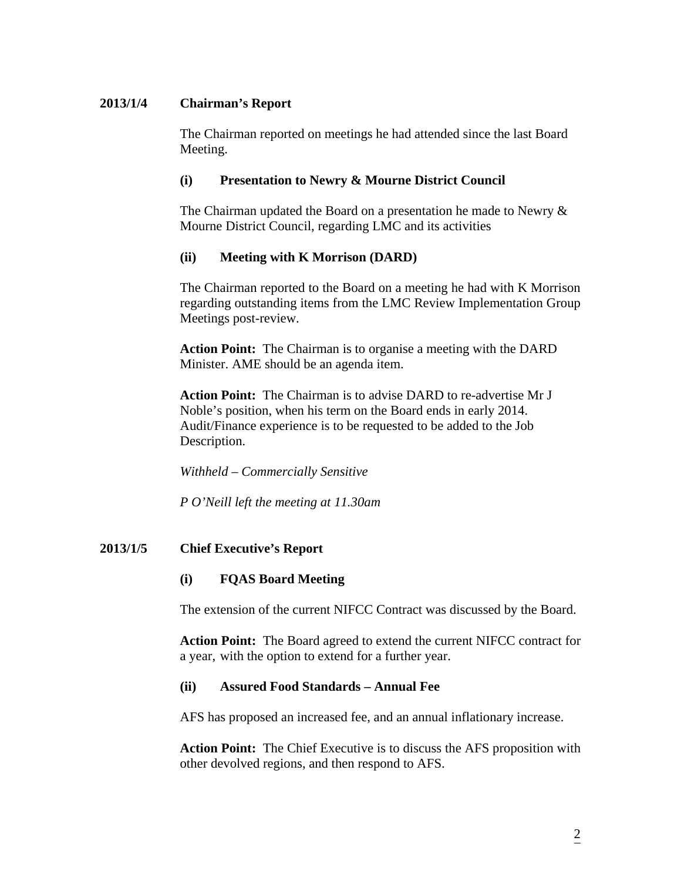## 2013/1/4 Chairman's Report

The Chairman reported on meetings he had attended since the last Board Meeting.

### (i) Presentation to Newry & Mourne District Council

The Chairman updated the Board on a presentation he made to Newry & Mourne District Council, regarding LMC and its activities

### (ii) Meeting with K Morrison (DARD)

The Chairman reported to the Board on a meeting he had with K Morrison regarding outstanding items from the LMC Review Implementation Group Meetings post-review.

**Action Point:** The Chairman is to organise a meeting with the DARD Minister. AME should be an agenda item.

**Action Point:** The Chairman is to advise DARD to re-advertise Mr J Noble's position, when his term on the Board ends in early 2014. Audit/Finance experience is to be requested to be added to the Job Description.

*Withheld – Commercially Sensitive*

*P O'Neill left the meeting at 11.30am*

## 2013/1/5 Chief Executive's Report

### (i) FQAS Board Meeting

The extension of the current NIFCC Contract was discussed by the Board.

**Action Point:** The Board agreed to extend the current NIFCC contract for a year, with the option to extend for a further year.

### (ii) Assured Food Standards – Annual Fee

AFS has proposed an increased fee, and an annual inflationary increase.

**Action Point:** The Chief Executive is to discuss the AFS proposition with other devolved regions, and then respond to AFS.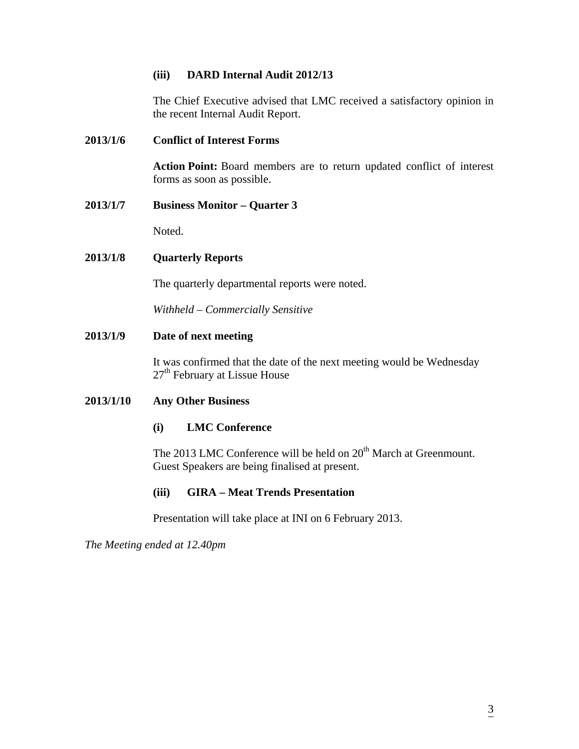**(iii) DARD Internal Audit 2012/13**

The Chief Executive advised that LMC received a satisfactory opinion in the recent Internal Audit Report.

**2013/1/6 Conflict of Interest Forms**

**Action Point:** Board members are to return updated conflict of interest forms as soon as possible.

**2013/1/7 Business Monitor – Quarter 3**

Noted.

**2013/1/8 Quarterly Reports**

The quarterly departmental reports were noted.

*Withheld – Commercially Sensitive*

**2013/1/9 Date of next meeting**

It was confirmed that the date of the next meeting would be Wednesday 27th February at Lissue House

**2013/1/10 Any Other Business**

**(i) LMC Conference**

The 2013 LMC Conference will be held on 20th March at Greenmount. Guest Speakers are being finalised at present.

**(iii) GIRA – Meat Trends Presentation**

Presentation will take place at INI on 6 February 2013.

*The Meeting ended at 12.40pm*